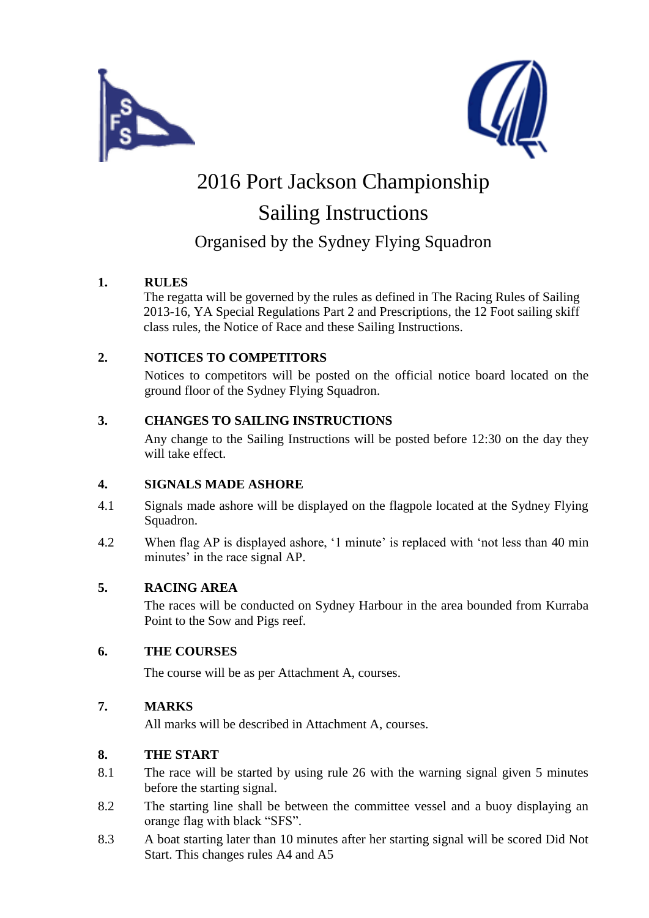# 2016 Port Jackson Championship

# Sailing Instructions

## Organised by the Sydney Flying Squadron

**1. RULES**

The regatta will be governed by the rules as defined in The Racing Rules of Sailing 2013-16, YA Special Regulations Part 2 and Prescriptions, the 12 Foot sailing skiff class rules, the Notice of Race and these Sailing Instructions.

**2. NOTICES TO COMPETITORS**

Notices to competitors will be posted on the official notice board located on the ground floor of the Sydney Flying Squadron.

**3. CHANGES TO SAILING INSTRUCTIONS**

Any change to the Sailing Instructions will be posted before 12:30 on the day they will take effect.

**4. SIGNALS MADE ASHORE**

4.1 Signals made ashore will be displayed on the flagpole located at the Sydney Flying Squadron.

4.2 When flag AP is displayed ashore, '1 minute' is replaced with 'not less than 40 min minutes' in the race signal AP.

**5. RACING AREA**

The races will be conducted on Sydney Harbour in the area bounded from Kurraba Point to the Sow and Pigs reef.

**6. THE COURSES**

The course will be as per Attachment A, courses.

**7. MARKS**

All marks will be described in Attachment A, courses.

**8. THE START**

8.1 The race will be started by using rule 26 with the warning signal given 5 minutes before the starting signal.

8.2 The starting line shall be between the committee vessel and a buoy displaying an orange flag with black "SFS".

8.3 A boat starting later than 10 minutes after her starting signal will be scored Did Not Start. This changes rules A4 and A5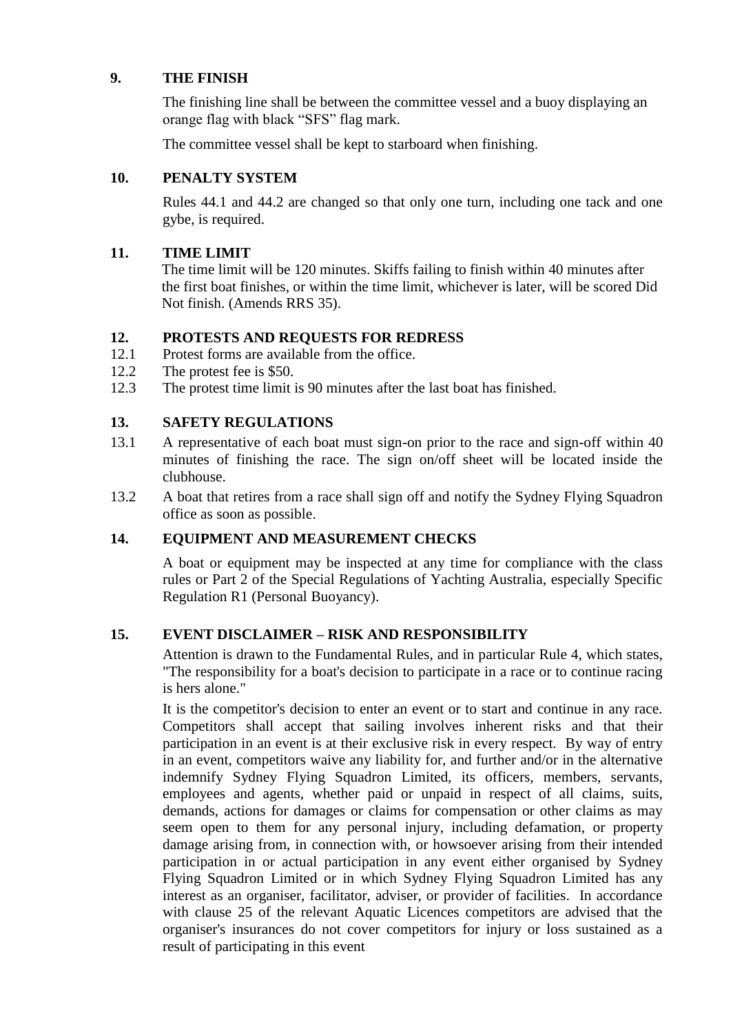## 9. THE FINISH

The finishing line shall be between the committee vessel and a buoy displaying an orange flag with black "SFS" flag mark.

The committee vessel shall be kept to starboard when finishing.

## 10. PENALTY SYSTEM

Rules 44.1 and 44.2 are changed so that only one turn, including one tack and one gybe, is required.

## 11. TIME LIMIT

The time limit will be 120 minutes. Skiffs failing to finish within 40 minutes after the first boat finishes, or within the time limit, whichever is later, will be scored Did Not finish. (Amends RRS 35).

## 12. PROTESTS AND REQUESTS FOR REDRESS

12.1 Protest forms are available from the office.

12.2 The protest fee is $50.

12.3 The protest time limit is 90 minutes after the last boat has finished.

## 13. SAFETY REGULATIONS

13.1 A representative of each boat must sign-on prior to the race and sign-off within 40 minutes of finishing the race. The sign on/off sheet will be located inside the clubhouse.

13.2 A boat that retires from a race shall sign off and notify the Sydney Flying Squadron office as soon as possible.

## 14. EQUIPMENT AND MEASUREMENT CHECKS

A boat or equipment may be inspected at any time for compliance with the class rules or Part 2 of the Special Regulations of Yachting Australia, especially Specific Regulation R1 (Personal Buoyancy).

## 15. EVENT DISCLAIMER – RISK AND RESPONSIBILITY

Attention is drawn to the Fundamental Rules, and in particular Rule 4, which states, "The responsibility for a boat's decision to participate in a race or to continue racing is hers alone."

It is the competitor's decision to enter an event or to start and continue in any race. Competitors shall accept that sailing involves inherent risks and that their participation in an event is at their exclusive risk in every respect. By way of entry in an event, competitors waive any liability for, and further and/or in the alternative indemnify Sydney Flying Squadron Limited, its officers, members, servants, employees and agents, whether paid or unpaid in respect of all claims, suits, demands, actions for damages or claims for compensation or other claims as may seem open to them for any personal injury, including defamation, or property damage arising from, in connection with, or howsoever arising from their intended participation in or actual participation in any event either organised by Sydney Flying Squadron Limited or in which Sydney Flying Squadron Limited has any interest as an organiser, facilitator, adviser, or provider of facilities. In accordance with clause 25 of the relevant Aquatic Licences competitors are advised that the organiser's insurances do not cover competitors for injury or loss sustained as a result of participating in this event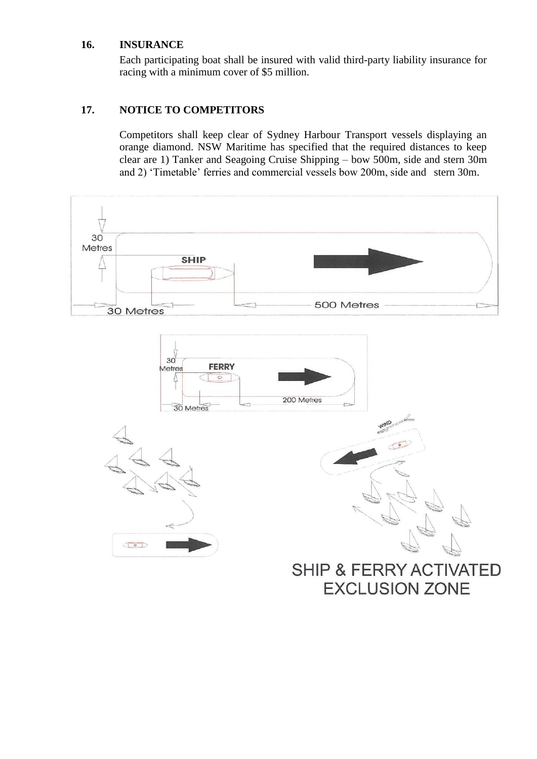## 16. INSURANCE

Each participating boat shall be insured with valid third-party liability insurance for racing with a minimum cover of $5 million.

## 17. NOTICE TO COMPETITORS

Competitors shall keep clear of Sydney Harbour Transport vessels displaying an orange diamond. NSW Maritime has specified that the required distances to keep clear are 1) Tanker and Seagoing Cruise Shipping – bow 500m, side and stern 30m and 2) 'Timetable' ferries and commercial vessels bow 200m, side and stern 30m.

SHIP & FERRY ACTIVATED EXCLUSION ZONE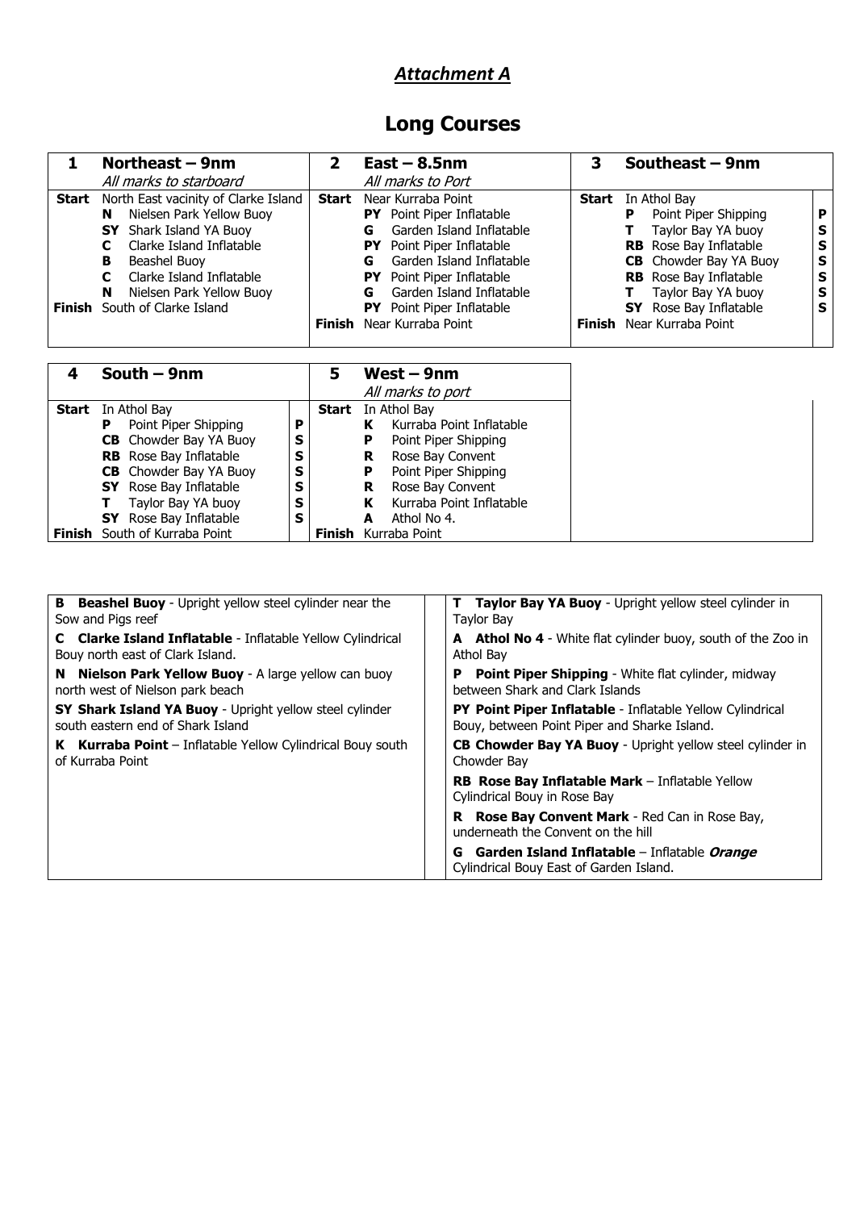# *Attachment A*

## Long Courses

| 1 | **Northeast – 9nm** *All marks to starboard* | 2 | **East – 8.5nm** *All marks to Port* | 3 | **Southeast – 9nm** | |
|---|---|---|---|---|---|---|
| **Start** | North East vacinity of Clarke Island | **Start** | Near Kurraba Point | **Start** | In Athol Bay | |
| | **N** Nielsen Park Yellow Buoy | | **PY** Point Piper Inflatable | | **P** Point Piper Shipping | **P** |
| | **SY** Shark Island YA Buoy | | **G** Garden Island Inflatable | | **T** Taylor Bay YA buoy | **S** |
| | **C** Clarke Island Inflatable | | **PY** Point Piper Inflatable | | **RB** Rose Bay Inflatable | **S** |
| | **B** Beashel Buoy | | **G** Garden Island Inflatable | | **CB** Chowder Bay YA Buoy | **S** |
| | **C** Clarke Island Inflatable | | **PY** Point Piper Inflatable | | **RB** Rose Bay Inflatable | **S** |
| | **N** Nielsen Park Yellow Buoy | | **G** Garden Island Inflatable | | **T** Taylor Bay YA buoy | **S** |
| **Finish** | South of Clarke Island | | **PY** Point Piper Inflatable | | **SY** Rose Bay Inflatable | **S** |
| | | **Finish** | Near Kurraba Point | **Finish** | Near Kurraba Point | |

| 4 | **South – 9nm** | | 5 | **West – 9nm** *All marks to port* |
|---|---|---|---|---|
| **Start** | In Athol Bay | | **Start** | In Athol Bay |
| | **P** Point Piper Shipping | **P** | | **K** Kurraba Point Inflatable |
| | **CB** Chowder Bay YA Buoy | **S** | | **P** Point Piper Shipping |
| | **RB** Rose Bay Inflatable | **S** | | **R** Rose Bay Convent |
| | **CB** Chowder Bay YA Buoy | **S** | | **P** Point Piper Shipping |
| | **SY** Rose Bay Inflatable | **S** | | **R** Rose Bay Convent |
| | **T** Taylor Bay YA buoy | **S** | | **K** Kurraba Point Inflatable |
| | **SY** Rose Bay Inflatable | **S** | | **A** Athol No 4. |
| **Finish** | South of Kurraba Point | | **Finish** | Kurraba Point |

| | |
|---|---|
| **B Beashel Buoy** - Upright yellow steel cylinder near the Sow and Pigs reef | **T Taylor Bay YA Buoy** - Upright yellow steel cylinder in Taylor Bay |
| **C Clarke Island Inflatable** - Inflatable Yellow Cylindrical Bouy north east of Clark Island. | **A Athol No 4** - White flat cylinder buoy, south of the Zoo in Athol Bay |
| **N Nielson Park Yellow Buoy** - A large yellow can buoy north west of Nielson park beach | **P Point Piper Shipping** - White flat cylinder, midway between Shark and Clark Islands |
| **SY Shark Island YA Buoy** - Upright yellow steel cylinder south eastern end of Shark Island | **PY Point Piper Inflatable** - Inflatable Yellow Cylindrical Bouy, between Point Piper and Sharke Island. |
| **K Kurraba Point** – Inflatable Yellow Cylindrical Bouy south of Kurraba Point | **CB Chowder Bay YA Buoy** - Upright yellow steel cylinder in Chowder Bay |
| | **RB Rose Bay Inflatable Mark** – Inflatable Yellow Cylindrical Bouy in Rose Bay |
| | **R Rose Bay Convent Mark** - Red Can in Rose Bay, underneath the Convent on the hill |
| | **G Garden Island Inflatable** – Inflatable ***Orange*** Cylindrical Bouy East of Garden Island. |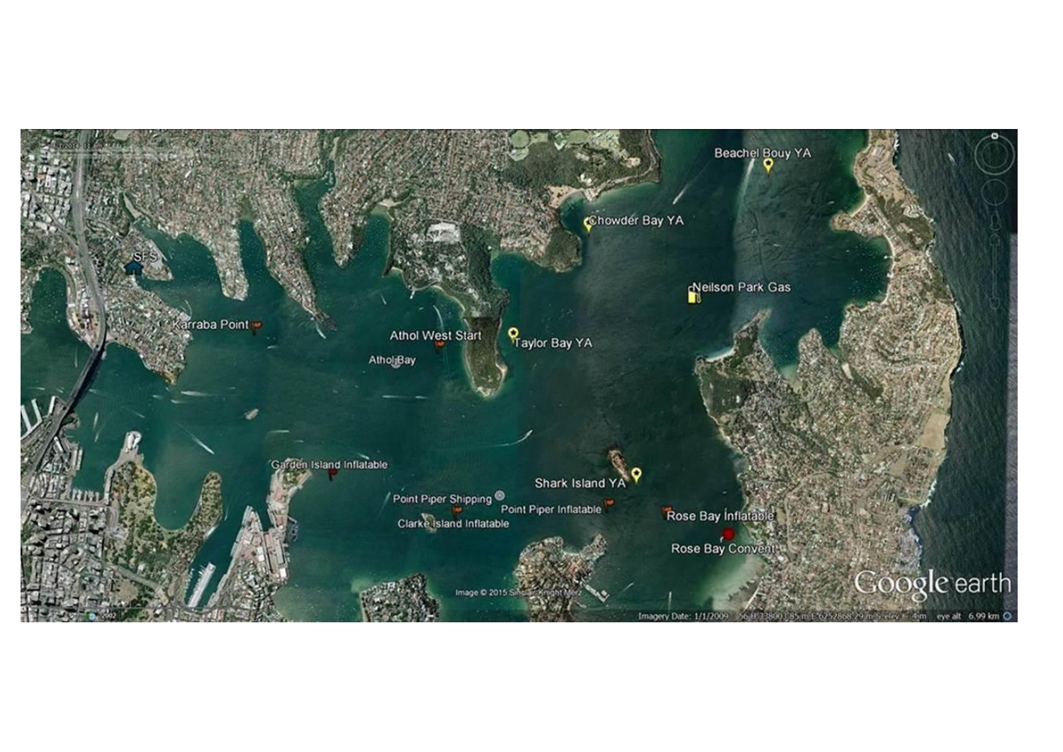Beachel Bouy YA

Chowder Bay YA

SFS

Neilson Park Gas

Karraba Point

Athol West Start

Taylor Bay YA

Athol Bay

Garden Island Inflatable

Shark Island YA

Point Piper Shipping

Point Piper Inflatable

Rose Bay Inflatable

Clarke Island Inflatable

Rose Bay Convent

Image © 2015 Sinclair Knight Merz

Google earth

Imagery Date: 1/1/2009

eye alt 6.99 km